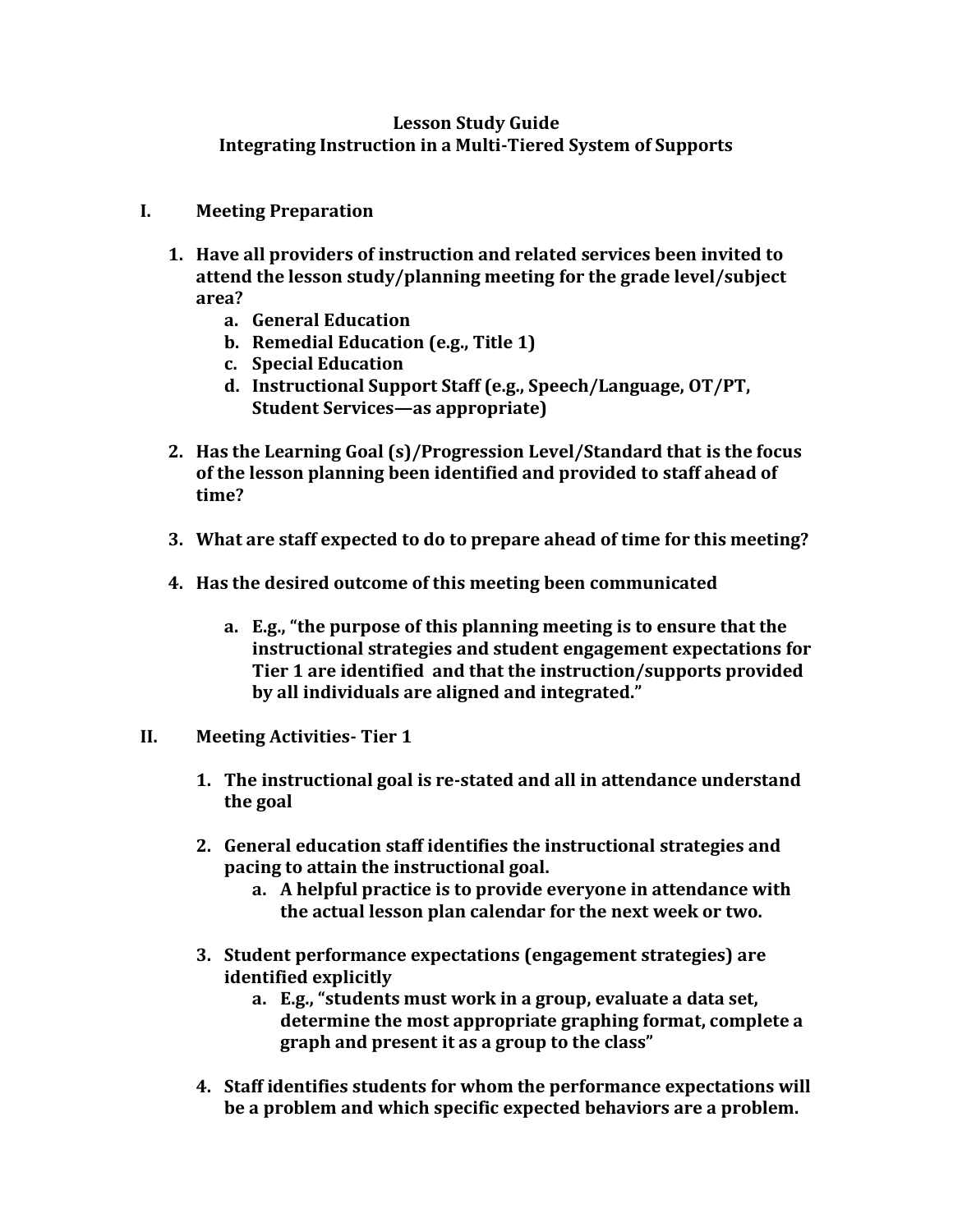# Lesson Study Guide
## Integrating Instruction in a Multi-Tiered System of Supports

### I. Meeting Preparation

1. **Have all providers of instruction and related services been invited to attend the lesson study/planning meeting for the grade level/subject area?**
   a. **General Education**
   b. **Remedial Education (e.g., Title 1)**
   c. **Special Education**
   d. **Instructional Support Staff (e.g., Speech/Language, OT/PT, Student Services—as appropriate)**

2. **Has the Learning Goal (s)/Progression Level/Standard that is the focus of the lesson planning been identified and provided to staff ahead of time?**

3. **What are staff expected to do to prepare ahead of time for this meeting?**

4. **Has the desired outcome of this meeting been communicated**

   a. **E.g., "the purpose of this planning meeting is to ensure that the instructional strategies and student engagement expectations for Tier 1 are identified and that the instruction/supports provided by all individuals are aligned and integrated."**

### II. Meeting Activities- Tier 1

1. **The instructional goal is re-stated and all in attendance understand the goal**

2. **General education staff identifies the instructional strategies and pacing to attain the instructional goal.**
   a. **A helpful practice is to provide everyone in attendance with the actual lesson plan calendar for the next week or two.**

3. **Student performance expectations (engagement strategies) are identified explicitly**
   a. **E.g., "students must work in a group, evaluate a data set, determine the most appropriate graphing format, complete a graph and present it as a group to the class"**

4. **Staff identifies students for whom the performance expectations will be a problem and which specific expected behaviors are a problem.**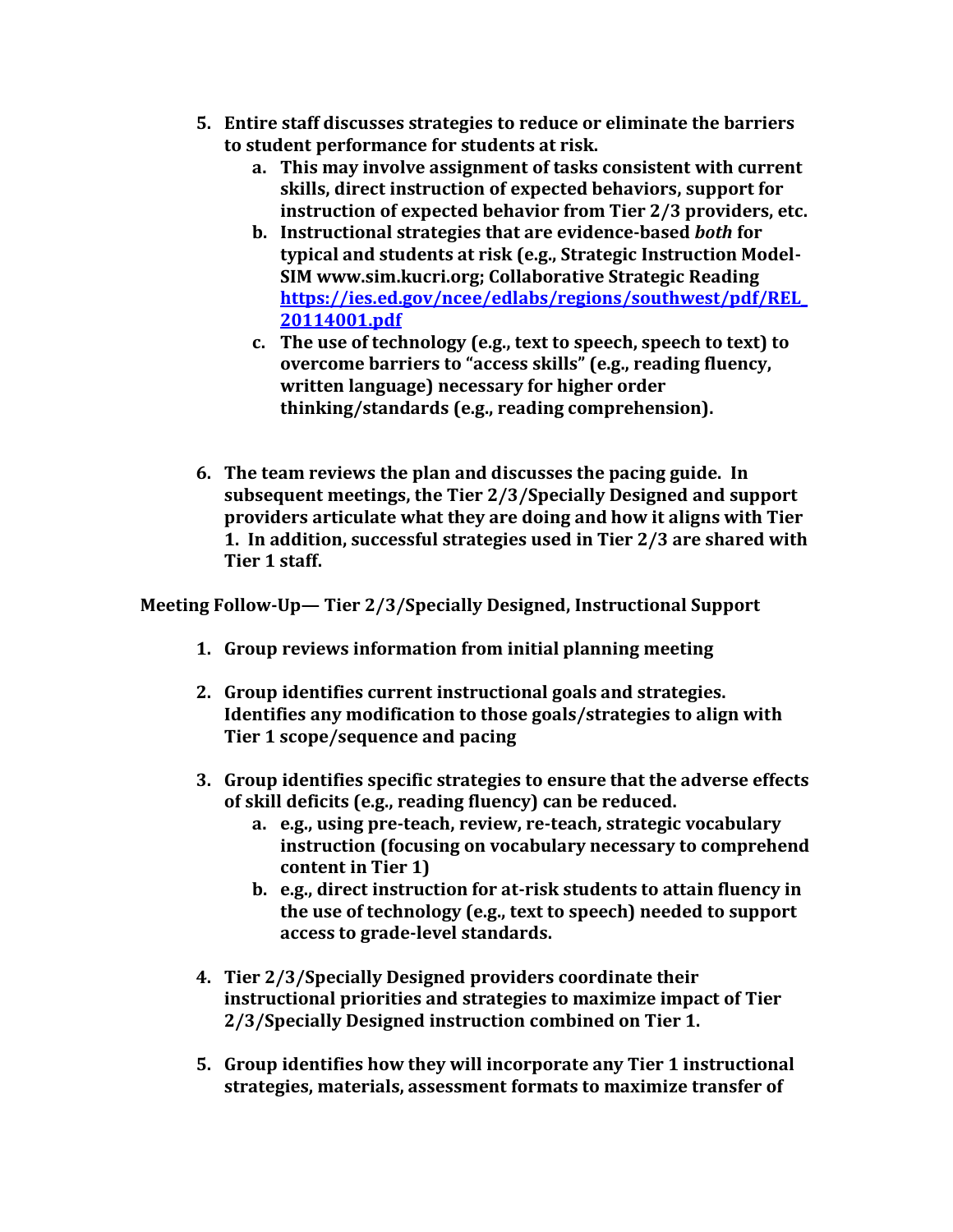5. **Entire staff discusses strategies to reduce or eliminate the barriers to student performance for students at risk.**
    a. **This may involve assignment of tasks consistent with current skills, direct instruction of expected behaviors, support for instruction of expected behavior from Tier 2/3 providers, etc.**
    b. **Instructional strategies that are evidence-based *both* for typical and students at risk (e.g., Strategic Instruction Model-SIM www.sim.kucri.org; Collaborative Strategic Reading [https://ies.ed.gov/ncee/edlabs/regions/southwest/pdf/REL_20114001.pdf](https://ies.ed.gov/ncee/edlabs/regions/southwest/pdf/REL_20114001.pdf)**
    c. **The use of technology (e.g., text to speech, speech to text) to overcome barriers to "access skills" (e.g., reading fluency, written language) necessary for higher order thinking/standards (e.g., reading comprehension).**

6. **The team reviews the plan and discusses the pacing guide. In subsequent meetings, the Tier 2/3/Specially Designed and support providers articulate what they are doing and how it aligns with Tier 1. In addition, successful strategies used in Tier 2/3 are shared with Tier 1 staff.**

**Meeting Follow-Up— Tier 2/3/Specially Designed, Instructional Support**

1. **Group reviews information from initial planning meeting**

2. **Group identifies current instructional goals and strategies. Identifies any modification to those goals/strategies to align with Tier 1 scope/sequence and pacing**

3. **Group identifies specific strategies to ensure that the adverse effects of skill deficits (e.g., reading fluency) can be reduced.**
    a. **e.g., using pre-teach, review, re-teach, strategic vocabulary instruction (focusing on vocabulary necessary to comprehend content in Tier 1)**
    b. **e.g., direct instruction for at-risk students to attain fluency in the use of technology (e.g., text to speech) needed to support access to grade-level standards.**

4. **Tier 2/3/Specially Designed providers coordinate their instructional priorities and strategies to maximize impact of Tier 2/3/Specially Designed instruction combined on Tier 1.**

5. **Group identifies how they will incorporate any Tier 1 instructional strategies, materials, assessment formats to maximize transfer of**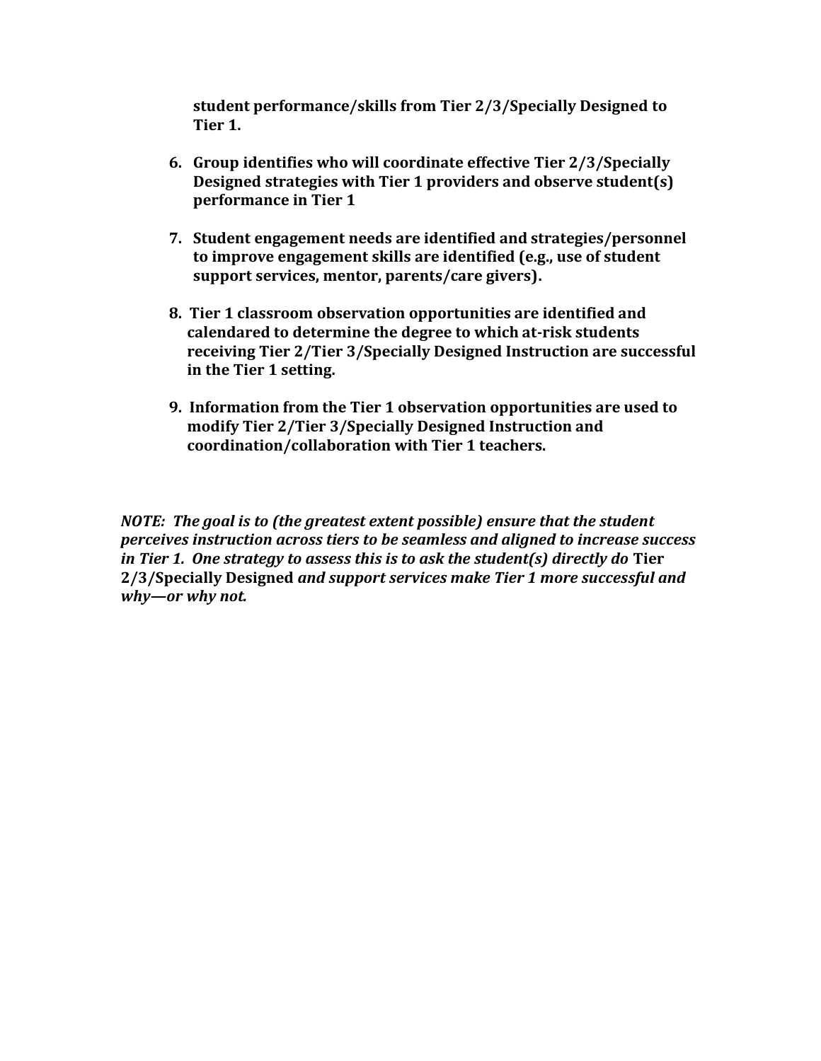**student performance/skills from Tier 2/3/Specially Designed to Tier 1.**

6. **Group identifies who will coordinate effective Tier 2/3/Specially Designed strategies with Tier 1 providers and observe student(s) performance in Tier 1**

7. **Student engagement needs are identified and strategies/personnel to improve engagement skills are identified (e.g., use of student support services, mentor, parents/care givers).**

8. **Tier 1 classroom observation opportunities are identified and calendared to determine the degree to which at-risk students receiving Tier 2/Tier 3/Specially Designed Instruction are successful in the Tier 1 setting.**

9. **Information from the Tier 1 observation opportunities are used to modify Tier 2/Tier 3/Specially Designed Instruction and coordination/collaboration with Tier 1 teachers.**

***NOTE: The goal is to (the greatest extent possible) ensure that the student perceives instruction across tiers to be seamless and aligned to increase success in Tier 1. One strategy to assess this is to ask the student(s) directly do*** **Tier 2/3/Specially Designed** ***and support services make Tier 1 more successful and why—or why not.***